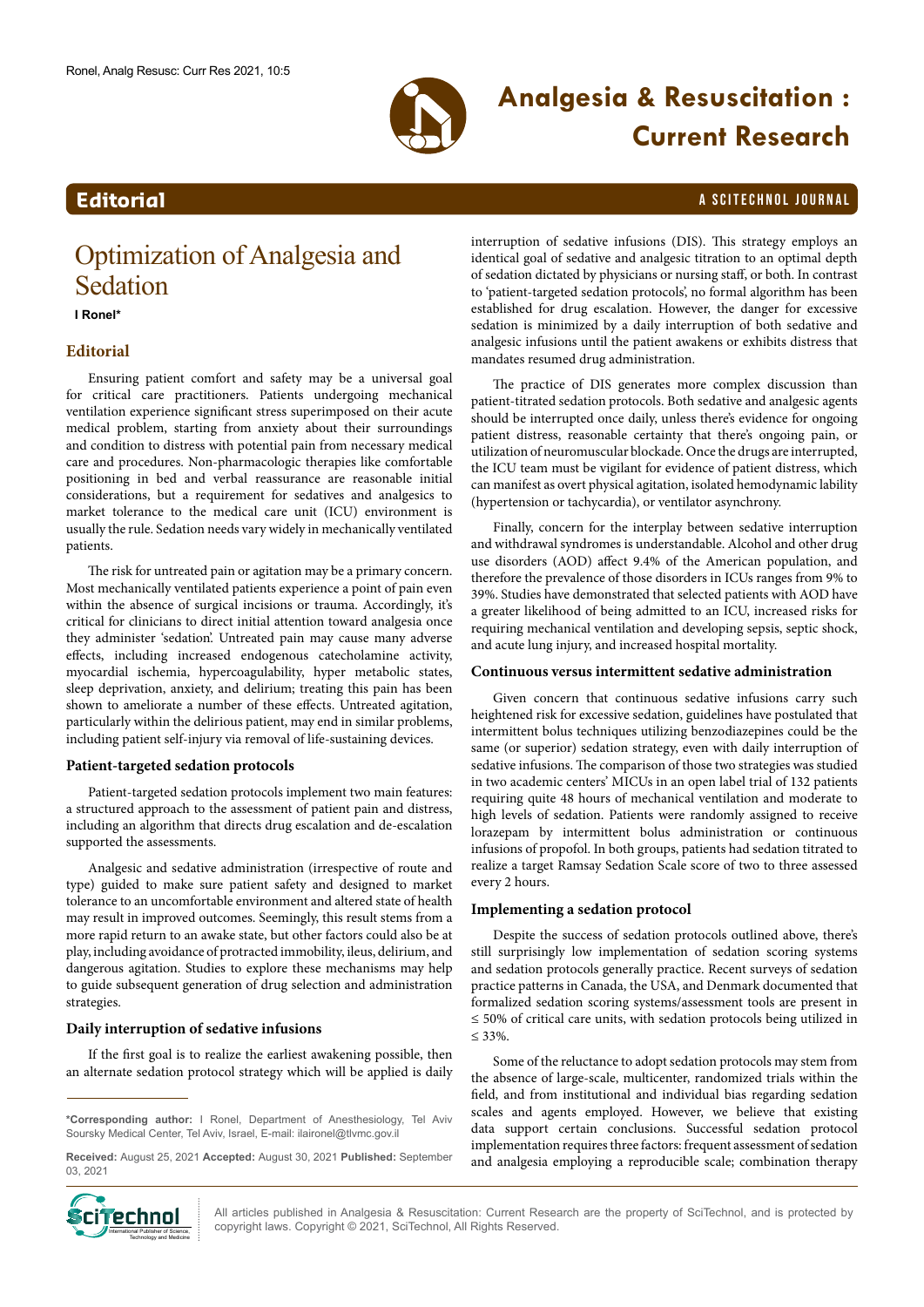# Optimization of Analgesia and Sedation

**I Ronel***

## Editorial

Ensuring patient comfort and safety may be a universal goal for critical care practitioners. Patients undergoing mechanical ventilation experience significant stress superimposed on their acute medical problem, starting from anxiety about their surroundings and condition to distress with potential pain from necessary medical care and procedures. Non-pharmacologic therapies like comfortable positioning in bed and verbal reassurance are reasonable initial considerations, but a requirement for sedatives and analgesics to market tolerance to the medical care unit (ICU) environment is usually the rule. Sedation needs vary widely in mechanically ventilated patients.

The risk for untreated pain or agitation may be a primary concern. Most mechanically ventilated patients experience a point of pain even within the absence of surgical incisions or trauma. Accordingly, it's critical for clinicians to direct initial attention toward analgesia once they administer 'sedation'. Untreated pain may cause many adverse effects, including increased endogenous catecholamine activity, myocardial ischemia, hypercoagulability, hyper metabolic states, sleep deprivation, anxiety, and delirium; treating this pain has been shown to ameliorate a number of these effects. Untreated agitation, particularly within the delirious patient, may end in similar problems, including patient self-injury via removal of life-sustaining devices.

### Patient-targeted sedation protocols

Patient-targeted sedation protocols implement two main features: a structured approach to the assessment of patient pain and distress, including an algorithm that directs drug escalation and de-escalation supported the assessments.

Analgesic and sedative administration (irrespective of route and type) guided to make sure patient safety and designed to market tolerance to an uncomfortable environment and altered state of health may result in improved outcomes. Seemingly, this result stems from a more rapid return to an awake state, but other factors could also be at play, including avoidance of protracted immobility, ileus, delirium, and dangerous agitation. Studies to explore these mechanisms may help to guide subsequent generation of drug selection and administration strategies.

### Daily interruption of sedative infusions

If the first goal is to realize the earliest awakening possible, then an alternate sedation protocol strategy which will be applied is daily interruption of sedative infusions (DIS). This strategy employs an identical goal of sedative and analgesic titration to an optimal depth of sedation dictated by physicians or nursing staff, or both. In contrast to 'patient-targeted sedation protocols', no formal algorithm has been established for drug escalation. However, the danger for excessive sedation is minimized by a daily interruption of both sedative and analgesic infusions until the patient awakens or exhibits distress that mandates resumed drug administration.

The practice of DIS generates more complex discussion than patient-titrated sedation protocols. Both sedative and analgesic agents should be interrupted once daily, unless there's evidence for ongoing patient distress, reasonable certainty that there's ongoing pain, or utilization of neuromuscular blockade. Once the drugs are interrupted, the ICU team must be vigilant for evidence of patient distress, which can manifest as overt physical agitation, isolated hemodynamic lability (hypertension or tachycardia), or ventilator asynchrony.

Finally, concern for the interplay between sedative interruption and withdrawal syndromes is understandable. Alcohol and other drug use disorders (AOD) affect 9.4% of the American population, and therefore the prevalence of those disorders in ICUs ranges from 9% to 39%. Studies have demonstrated that selected patients with AOD have a greater likelihood of being admitted to an ICU, increased risks for requiring mechanical ventilation and developing sepsis, septic shock, and acute lung injury, and increased hospital mortality.

### Continuous versus intermittent sedative administration

Given concern that continuous sedative infusions carry such heightened risk for excessive sedation, guidelines have postulated that intermittent bolus techniques utilizing benzodiazepines could be the same (or superior) sedation strategy, even with daily interruption of sedative infusions. The comparison of those two strategies was studied in two academic centers' MICUs in an open label trial of 132 patients requiring quite 48 hours of mechanical ventilation and moderate to high levels of sedation. Patients were randomly assigned to receive lorazepam by intermittent bolus administration or continuous infusions of propofol. In both groups, patients had sedation titrated to realize a target Ramsay Sedation Scale score of two to three assessed every 2 hours.

### Implementing a sedation protocol

Despite the success of sedation protocols outlined above, there's still surprisingly low implementation of sedation scoring systems and sedation protocols generally practice. Recent surveys of sedation practice patterns in Canada, the USA, and Denmark documented that formalized sedation scoring systems/assessment tools are present in ≤ 50% of critical care units, with sedation protocols being utilized in ≤ 33%.

Some of the reluctance to adopt sedation protocols may stem from the absence of large-scale, multicenter, randomized trials within the field, and from institutional and individual bias regarding sedation scales and agents employed. However, we believe that existing data support certain conclusions. Successful sedation protocol implementation requires three factors: frequent assessment of sedation and analgesia employing a reproducible scale; combination therapy

---

***Corresponding author:** I Ronel, Department of Anesthesiology, Tel Aviv Soursky Medical Center, Tel Aviv, Israel, E-mail: ilaironel@tlvmc.gov.il

**Received:** August 25, 2021 **Accepted:** August 30, 2021 **Published:** September 03, 2021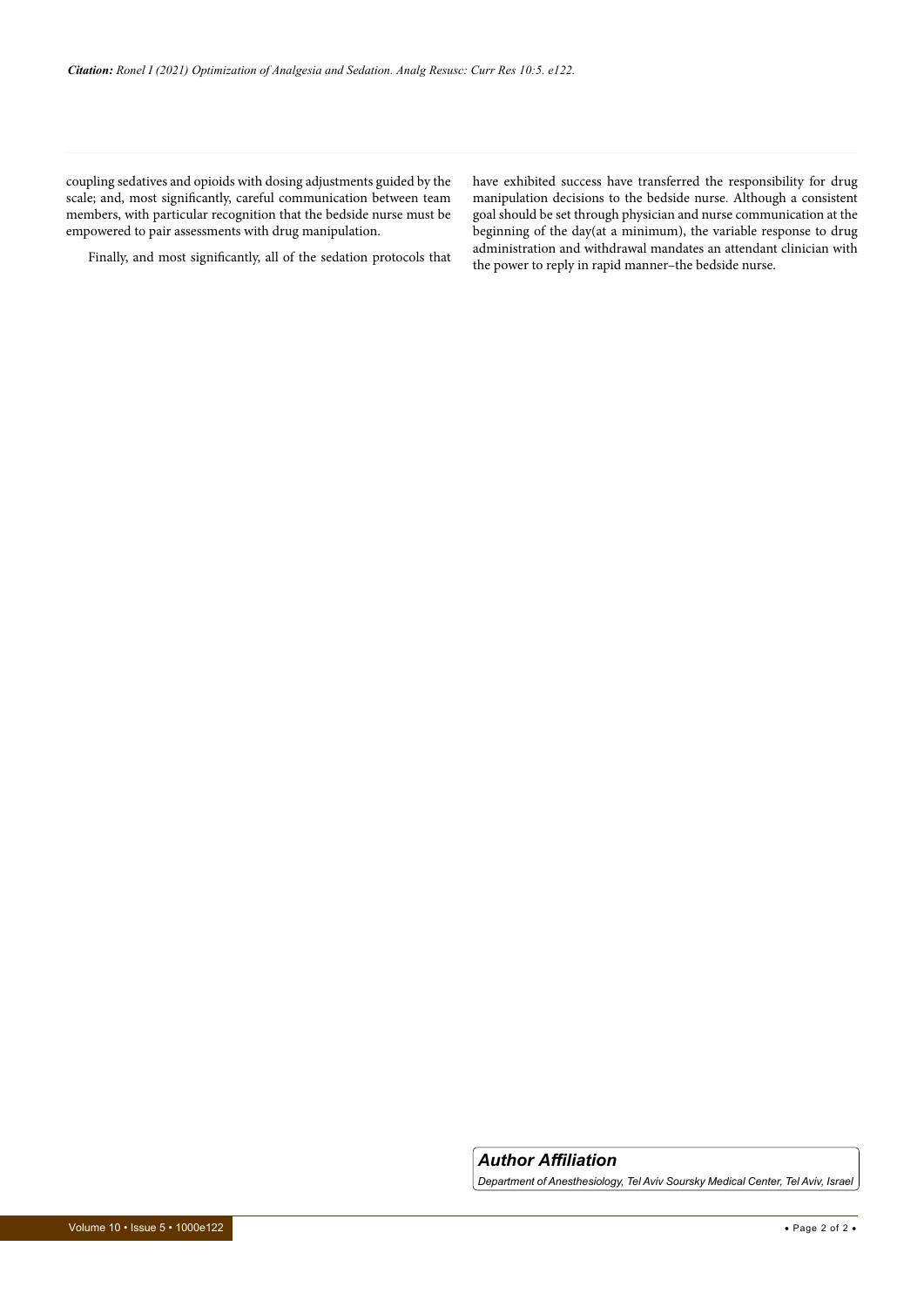coupling sedatives and opioids with dosing adjustments guided by the scale; and, most significantly, careful communication between team members, with particular recognition that the bedside nurse must be empowered to pair assessments with drug manipulation.

Finally, and most significantly, all of the sedation protocols that have exhibited success have transferred the responsibility for drug manipulation decisions to the bedside nurse. Although a consistent goal should be set through physician and nurse communication at the beginning of the day(at a minimum), the variable response to drug administration and withdrawal mandates an attendant clinician with the power to reply in rapid manner–the bedside nurse.

## Author Affiliation

*Department of Anesthesiology, Tel Aviv Soursky Medical Center, Tel Aviv, Israel*